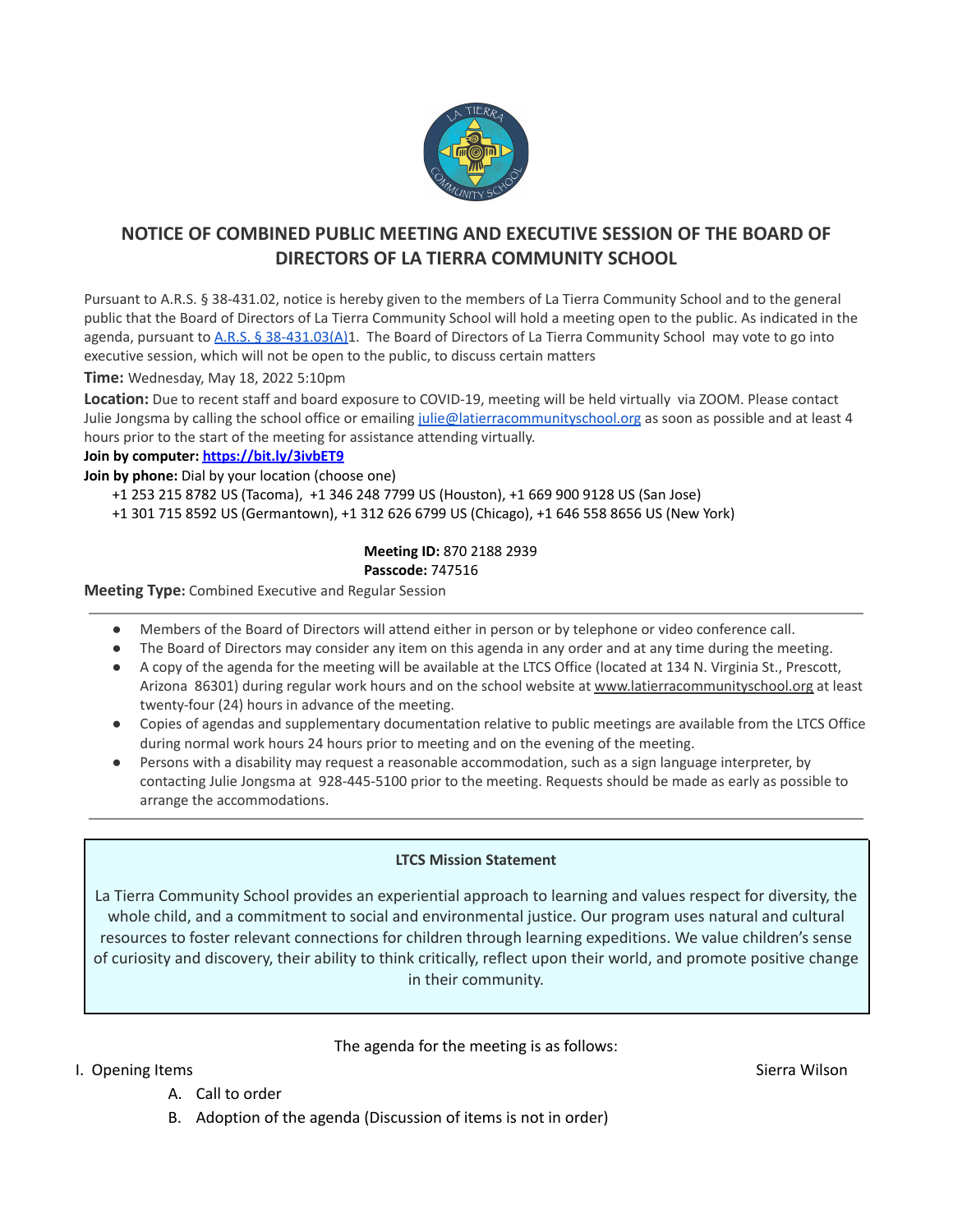# NOTICE OF COMBINED PUBLIC MEETING AND EXECUTIVE SESSION OF THE BOARD OF DIRECTORS OF LA TIERRA COMMUNITY SCHOOL

Pursuant to A.R.S. § 38-431.02, notice is hereby given to the members of La Tierra Community School and to the general public that the Board of Directors of La Tierra Community School will hold a meeting open to the public. As indicated in the agenda, pursuant to [A.R.S. § 38-431.03(A)](A.R.S. § 38-431.03(A))1. The Board of Directors of La Tierra Community School may vote to go into executive session, which will not be open to the public, to discuss certain matters

**Time:** Wednesday, May 18, 2022 5:10pm

**Location:** Due to recent staff and board exposure to COVID-19, meeting will be held virtually via ZOOM. Please contact Julie Jongsma by calling the school office or emailing julie@latierracommunityschool.org as soon as possible and at least 4 hours prior to the start of the meeting for assistance attending virtually.

**Join by computer: https://bit.ly/3ivbET9**

**Join by phone:** Dial by your location (choose one)

+1 253 215 8782 US (Tacoma), +1 346 248 7799 US (Houston), +1 669 900 9128 US (San Jose)
+1 301 715 8592 US (Germantown), +1 312 626 6799 US (Chicago), +1 646 558 8656 US (New York)

**Meeting ID:** 870 2188 2939
**Passcode:** 747516

**Meeting Type:** Combined Executive and Regular Session

---

- Members of the Board of Directors will attend either in person or by telephone or video conference call.
- The Board of Directors may consider any item on this agenda in any order and at any time during the meeting.
- A copy of the agenda for the meeting will be available at the LTCS Office (located at 134 N. Virginia St., Prescott, Arizona 86301) during regular work hours and on the school website at www.latierracommunityschool.org at least twenty-four (24) hours in advance of the meeting.
- Copies of agendas and supplementary documentation relative to public meetings are available from the LTCS Office during normal work hours 24 hours prior to meeting and on the evening of the meeting.
- Persons with a disability may request a reasonable accommodation, such as a sign language interpreter, by contacting Julie Jongsma at 928-445-5100 prior to the meeting. Requests should be made as early as possible to arrange the accommodations.

---

**LTCS Mission Statement**

La Tierra Community School provides an experiential approach to learning and values respect for diversity, the whole child, and a commitment to social and environmental justice. Our program uses natural and cultural resources to foster relevant connections for children through learning expeditions. We value children's sense of curiosity and discovery, their ability to think critically, reflect upon their world, and promote positive change in their community.

The agenda for the meeting is as follows:

I. Opening Items — Sierra Wilson

A. Call to order
B. Adoption of the agenda (Discussion of items is not in order)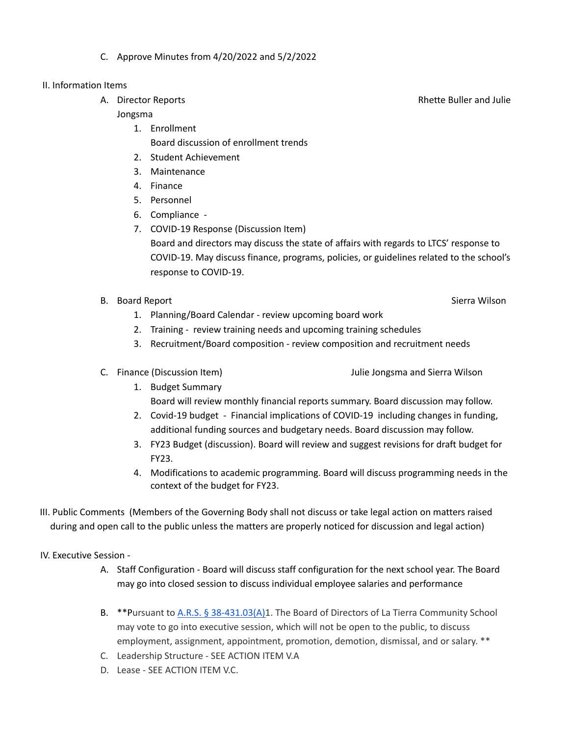C. Approve Minutes from 4/20/2022 and 5/2/2022

II. Information Items

A. Director Reports — Rhette Buller and Julie Jongsma

1. Enrollment
   Board discussion of enrollment trends
2. Student Achievement
3. Maintenance
4. Finance
5. Personnel
6. Compliance -
7. COVID-19 Response (Discussion Item)
   Board and directors may discuss the state of affairs with regards to LTCS' response to COVID-19. May discuss finance, programs, policies, or guidelines related to the school's response to COVID-19.

B. Board Report — Sierra Wilson

1. Planning/Board Calendar - review upcoming board work
2. Training - review training needs and upcoming training schedules
3. Recruitment/Board composition - review composition and recruitment needs

C. Finance (Discussion Item) — Julie Jongsma and Sierra Wilson

1. Budget Summary
   Board will review monthly financial reports summary. Board discussion may follow.
2. Covid-19 budget - Financial implications of COVID-19 including changes in funding, additional funding sources and budgetary needs. Board discussion may follow.
3. FY23 Budget (discussion). Board will review and suggest revisions for draft budget for FY23.
4. Modifications to academic programming. Board will discuss programming needs in the context of the budget for FY23.

III. Public Comments (Members of the Governing Body shall not discuss or take legal action on matters raised during and open call to the public unless the matters are properly noticed for discussion and legal action)

IV. Executive Session -

A. Staff Configuration - Board will discuss staff configuration for the next school year. The Board may go into closed session to discuss individual employee salaries and performance

B. **Pursuant to A.R.S. § 38-431.03(A)1. The Board of Directors of La Tierra Community School may vote to go into executive session, which will not be open to the public, to discuss employment, assignment, appointment, promotion, demotion, dismissal, and or salary. **

C. Leadership Structure - SEE ACTION ITEM V.A

D. Lease - SEE ACTION ITEM V.C.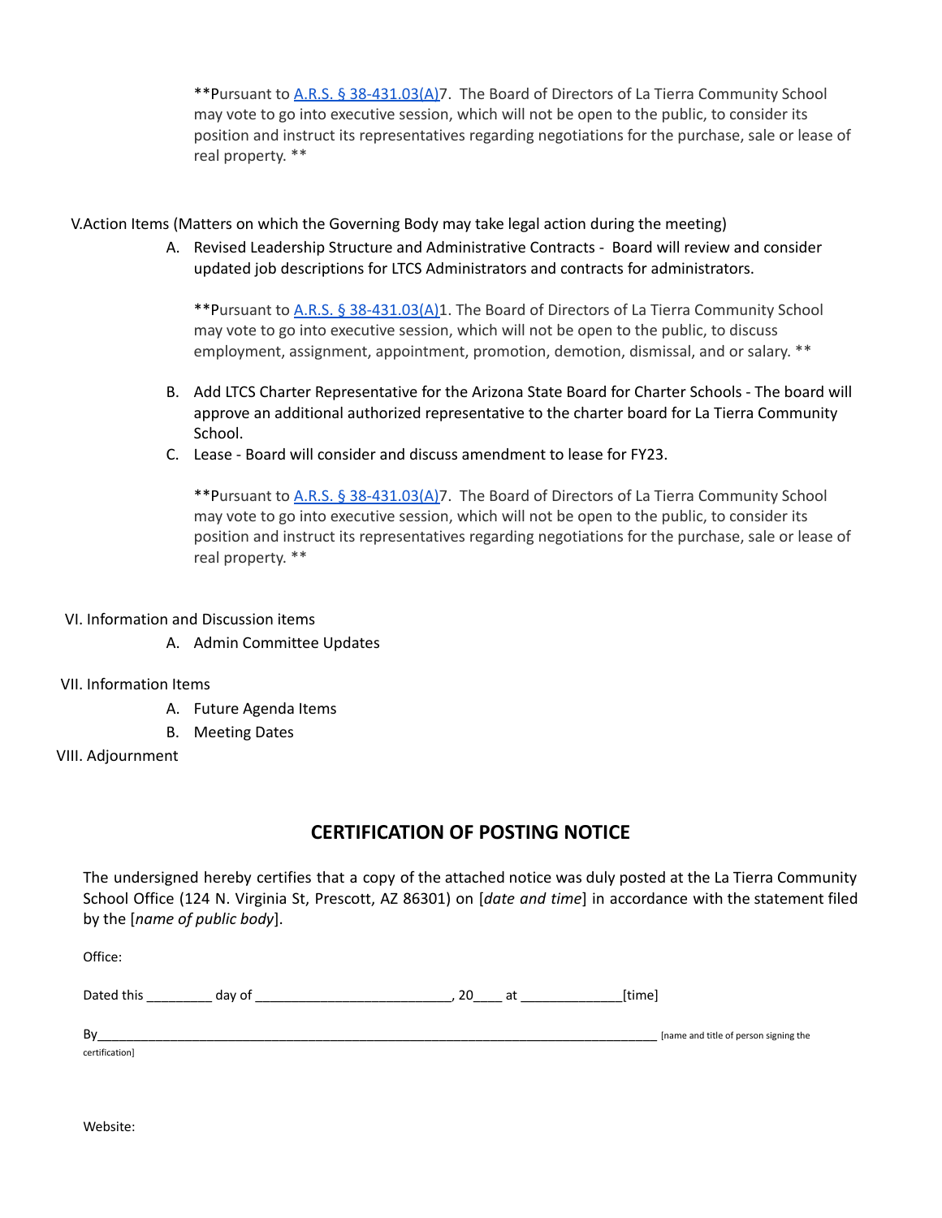**Pursuant to [A.R.S. § 38-431.03(A)](https://www.azleg.gov/ars/38/00431-03.htm)7. The Board of Directors of La Tierra Community School may vote to go into executive session, which will not be open to the public, to consider its position and instruct its representatives regarding negotiations for the purchase, sale or lease of real property. **

V. Action Items (Matters on which the Governing Body may take legal action during the meeting)

A. Revised Leadership Structure and Administrative Contracts - Board will review and consider updated job descriptions for LTCS Administrators and contracts for administrators.

**Pursuant to [A.R.S. § 38-431.03(A)](https://www.azleg.gov/ars/38/00431-03.htm)1. The Board of Directors of La Tierra Community School may vote to go into executive session, which will not be open to the public, to discuss employment, assignment, appointment, promotion, demotion, dismissal, and or salary. **

B. Add LTCS Charter Representative for the Arizona State Board for Charter Schools - The board will approve an additional authorized representative to the charter board for La Tierra Community School.

C. Lease - Board will consider and discuss amendment to lease for FY23.

**Pursuant to [A.R.S. § 38-431.03(A)](https://www.azleg.gov/ars/38/00431-03.htm)7. The Board of Directors of La Tierra Community School may vote to go into executive session, which will not be open to the public, to consider its position and instruct its representatives regarding negotiations for the purchase, sale or lease of real property. **

VI. Information and Discussion items

A. Admin Committee Updates

VII. Information Items

A. Future Agenda Items
B. Meeting Dates

VIII. Adjournment

## CERTIFICATION OF POSTING NOTICE

The undersigned hereby certifies that a copy of the attached notice was duly posted at the La Tierra Community School Office (124 N. Virginia St, Prescott, AZ 86301) on [*date and time*] in accordance with the statement filed by the [*name of public body*].

Office:

Dated this _________ day of __________________________, 20____ at ______________[time]

By_____________________________________________________________________________ [name and title of person signing the certification]

Website: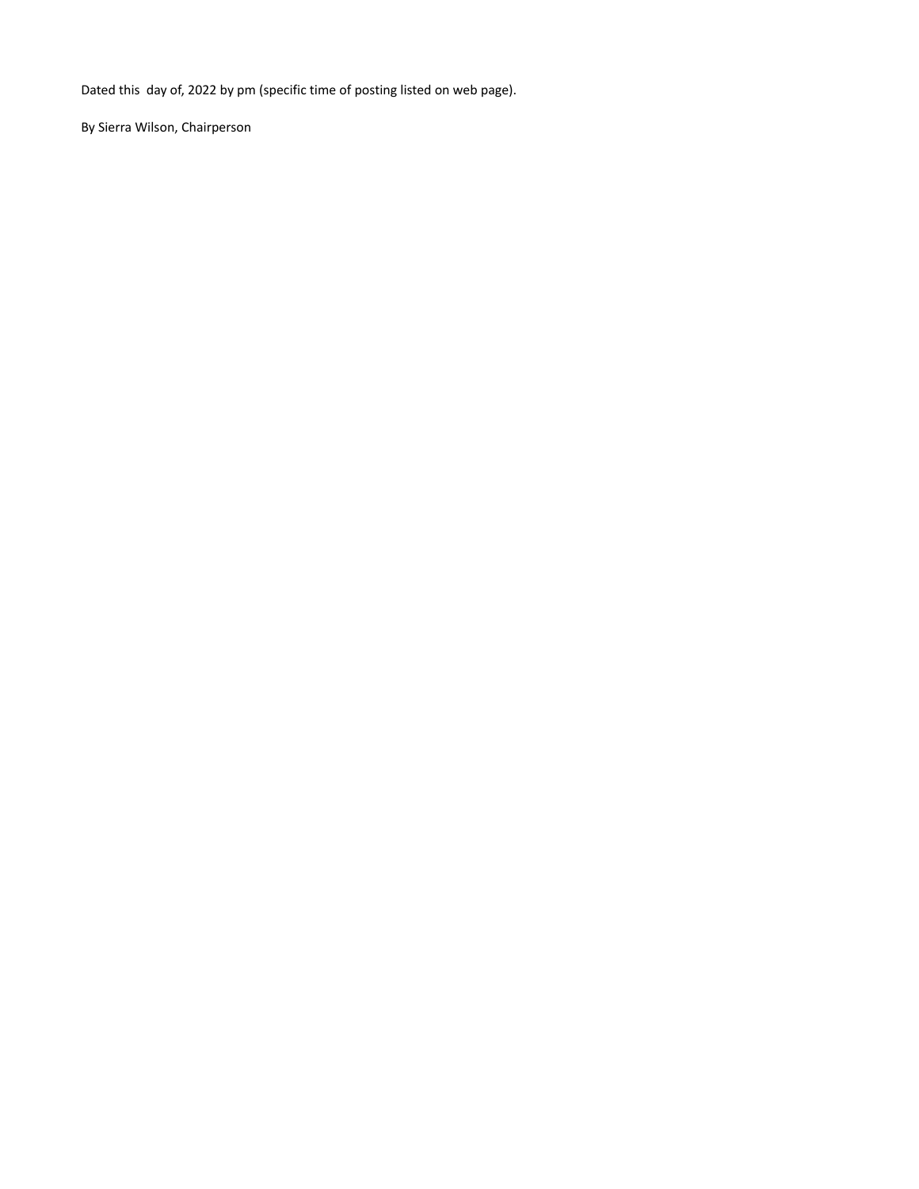Dated this  day of, 2022 by pm (specific time of posting listed on web page).

By Sierra Wilson, Chairperson